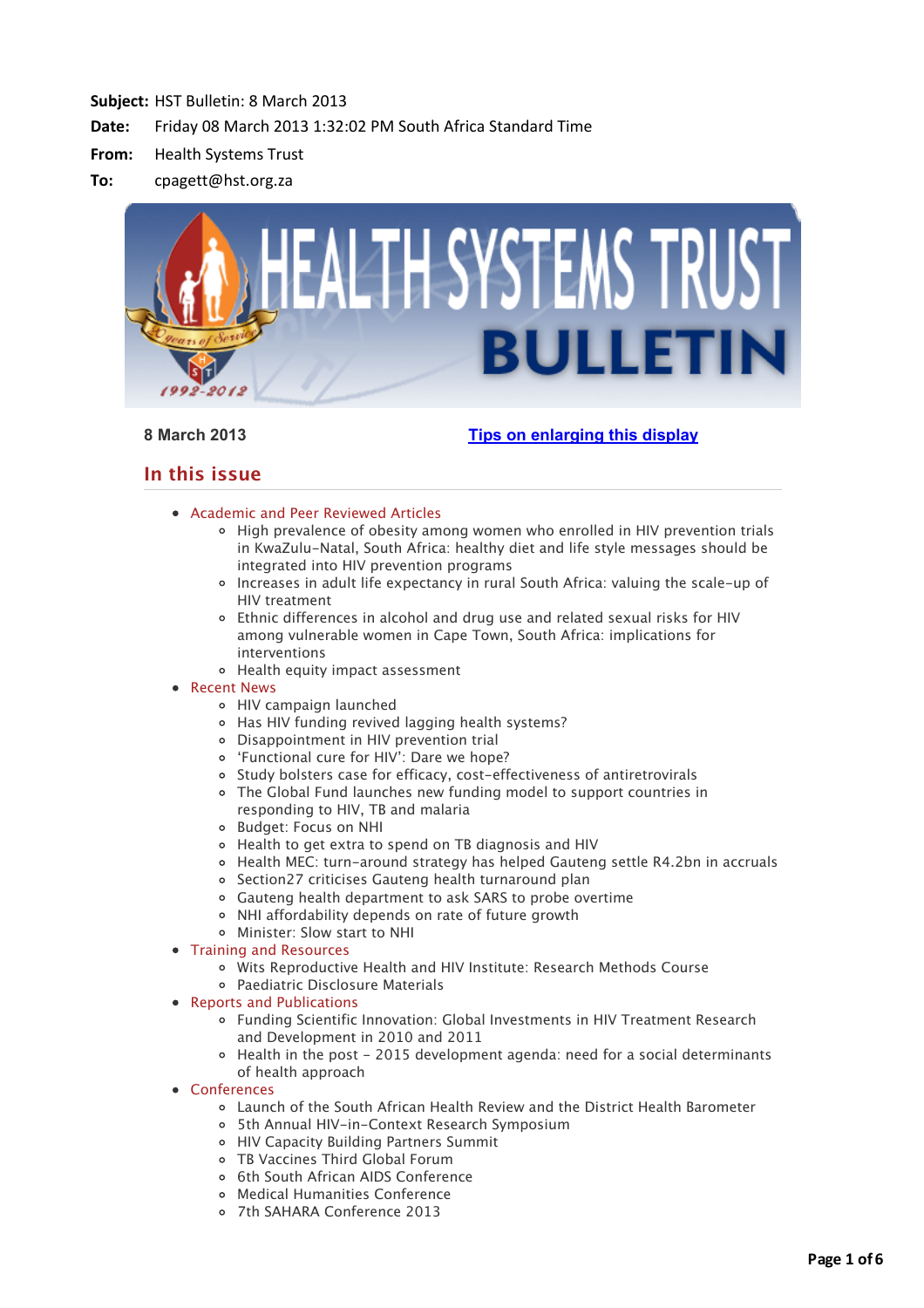**Subject:** HST Bulletin: 8 March 2013

**Date:** Friday 08 March 2013 1:32:02 PM South Africa Standard Time

**From:** Health Systems Trust

**To:** cpagett@hst.org.za

# HEALTH SYSTEMS TRUST BULLETIN

**8 March 2013** **Tips on enlarging this display**

## In this issue

- Academic and Peer Reviewed Articles
  - High prevalence of obesity among women who enrolled in HIV prevention trials in KwaZulu-Natal, South Africa: healthy diet and life style messages should be integrated into HIV prevention programs
  - Increases in adult life expectancy in rural South Africa: valuing the scale-up of HIV treatment
  - Ethnic differences in alcohol and drug use and related sexual risks for HIV among vulnerable women in Cape Town, South Africa: implications for interventions
  - Health equity impact assessment
- Recent News
  - HIV campaign launched
  - Has HIV funding revived lagging health systems?
  - Disappointment in HIV prevention trial
  - 'Functional cure for HIV': Dare we hope?
  - Study bolsters case for efficacy, cost-effectiveness of antiretrovirals
  - The Global Fund launches new funding model to support countries in responding to HIV, TB and malaria
  - Budget: Focus on NHI
  - Health to get extra to spend on TB diagnosis and HIV
  - Health MEC: turn-around strategy has helped Gauteng settle R4.2bn in accruals
  - Section27 criticises Gauteng health turnaround plan
  - Gauteng health department to ask SARS to probe overtime
  - NHI affordability depends on rate of future growth
  - Minister: Slow start to NHI
- Training and Resources
  - Wits Reproductive Health and HIV Institute: Research Methods Course
  - Paediatric Disclosure Materials
- Reports and Publications
  - Funding Scientific Innovation: Global Investments in HIV Treatment Research and Development in 2010 and 2011
  - Health in the post - 2015 development agenda: need for a social determinants of health approach
- Conferences
  - Launch of the South African Health Review and the District Health Barometer
  - 5th Annual HIV-in-Context Research Symposium
  - HIV Capacity Building Partners Summit
  - TB Vaccines Third Global Forum
  - 6th South African AIDS Conference
  - Medical Humanities Conference
  - 7th SAHARA Conference 2013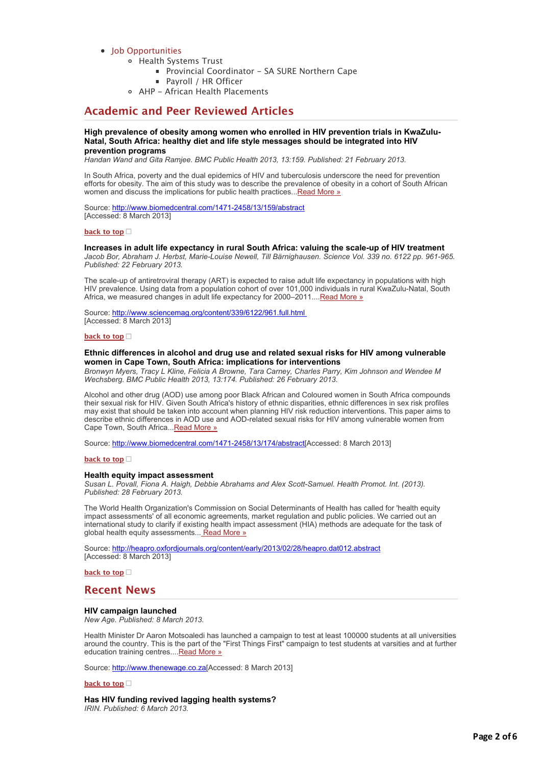- Job Opportunities
  - Health Systems Trust
    - Provincial Coordinator – SA SURE Northern Cape
    - Payroll / HR Officer
  - AHP – African Health Placements

## Academic and Peer Reviewed Articles

**High prevalence of obesity among women who enrolled in HIV prevention trials in KwaZulu-Natal, South Africa: healthy diet and life style messages should be integrated into HIV prevention programs**
*Handan Wand and Gita Ramjee. BMC Public Health 2013, 13:159. Published: 21 February 2013.*

In South Africa, poverty and the dual epidemics of HIV and tuberculosis underscore the need for prevention efforts for obesity. The aim of this study was to describe the prevalence of obesity in a cohort of South African women and discuss the implications for public health practices...Read More »

Source: http://www.biomedcentral.com/1471-2458/13/159/abstract
[Accessed: 8 March 2013]

back to top

**Increases in adult life expectancy in rural South Africa: valuing the scale-up of HIV treatment**
*Jacob Bor, Abraham J. Herbst, Marie-Louise Newell, Till Bärnighausen. Science Vol. 339 no. 6122 pp. 961-965. Published: 22 February 2013.*

The scale-up of antiretroviral therapy (ART) is expected to raise adult life expectancy in populations with high HIV prevalence. Using data from a population cohort of over 101,000 individuals in rural KwaZulu-Natal, South Africa, we measured changes in adult life expectancy for 2000–2011....Read More »

Source: http://www.sciencemag.org/content/339/6122/961.full.html
[Accessed: 8 March 2013]

back to top

**Ethnic differences in alcohol and drug use and related sexual risks for HIV among vulnerable women in Cape Town, South Africa: implications for interventions**
*Bronwyn Myers, Tracy L Kline, Felicia A Browne, Tara Carney, Charles Parry, Kim Johnson and Wendee M Wechsberg. BMC Public Health 2013, 13:174. Published: 26 February 2013.*

Alcohol and other drug (AOD) use among poor Black African and Coloured women in South Africa compounds their sexual risk for HIV. Given South Africa's history of ethnic disparities, ethnic differences in sex risk profiles may exist that should be taken into account when planning HIV risk reduction interventions. This paper aims to describe ethnic differences in AOD use and AOD-related sexual risks for HIV among vulnerable women from Cape Town, South Africa...Read More »

Source: http://www.biomedcentral.com/1471-2458/13/174/abstract[Accessed: 8 March 2013]

back to top

**Health equity impact assessment**
*Susan L. Povall, Fiona A. Haigh, Debbie Abrahams and Alex Scott-Samuel. Health Promot. Int. (2013). Published: 28 February 2013.*

The World Health Organization's Commission on Social Determinants of Health has called for 'health equity impact assessments' of all economic agreements, market regulation and public policies. We carried out an international study to clarify if existing health impact assessment (HIA) methods are adequate for the task of global health equity assessments... Read More »

Source: http://heapro.oxfordjournals.org/content/early/2013/02/28/heapro.dat012.abstract
[Accessed: 8 March 2013]

back to top

## Recent News

**HIV campaign launched**
*New Age. Published: 8 March 2013.*

Health Minister Dr Aaron Motsoaledi has launched a campaign to test at least 100000 students at all universities around the country. This is the part of the "First Things First" campaign to test students at varsities and at further education training centres....Read More »

Source: http://www.thenewage.co.za[Accessed: 8 March 2013]

back to top

**Has HIV funding revived lagging health systems?**
*IRIN. Published: 6 March 2013.*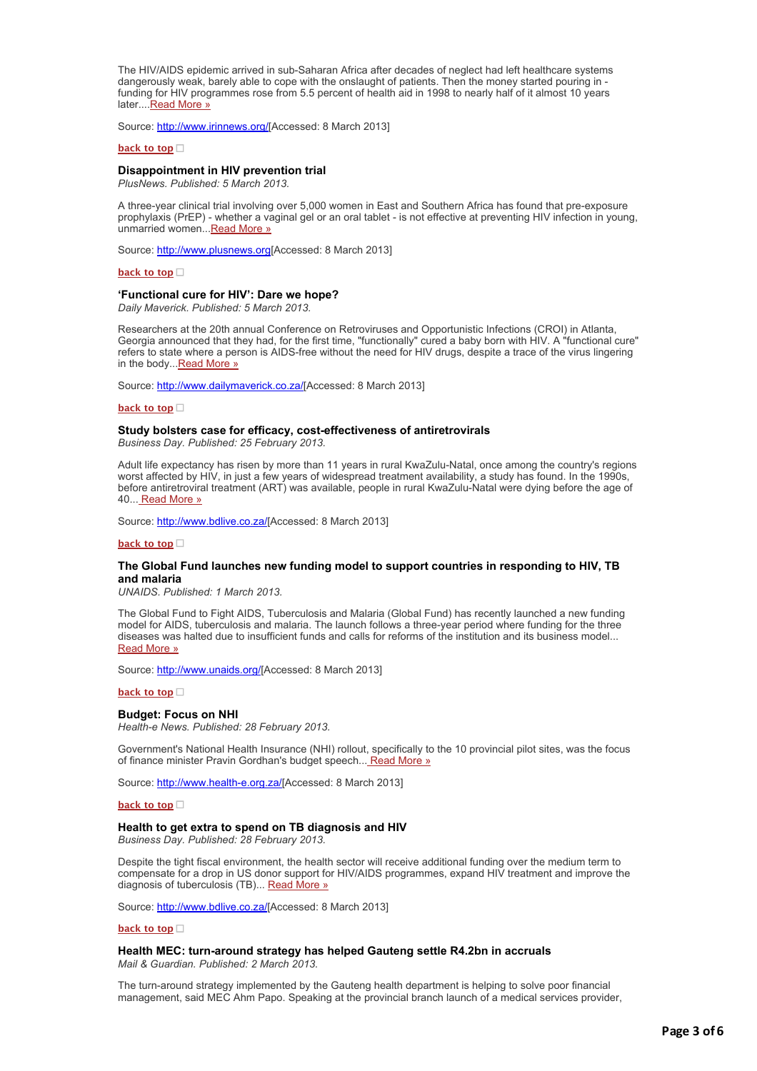The HIV/AIDS epidemic arrived in sub-Saharan Africa after decades of neglect had left healthcare systems dangerously weak, barely able to cope with the onslaught of patients. Then the money started pouring in - funding for HIV programmes rose from 5.5 percent of health aid in 1998 to nearly half of it almost 10 years later....Read More »

Source: http://www.irinnews.org/[Accessed: 8 March 2013]

**back to top**

### Disappointment in HIV prevention trial

*PlusNews. Published: 5 March 2013.*

A three-year clinical trial involving over 5,000 women in East and Southern Africa has found that pre-exposure prophylaxis (PrEP) - whether a vaginal gel or an oral tablet - is not effective at preventing HIV infection in young, unmarried women...Read More »

Source: http://www.plusnews.org[Accessed: 8 March 2013]

**back to top**

### 'Functional cure for HIV': Dare we hope?

*Daily Maverick. Published: 5 March 2013.*

Researchers at the 20th annual Conference on Retroviruses and Opportunistic Infections (CROI) in Atlanta, Georgia announced that they had, for the first time, "functionally" cured a baby born with HIV. A "functional cure" refers to state where a person is AIDS-free without the need for HIV drugs, despite a trace of the virus lingering in the body...Read More »

Source: http://www.dailymaverick.co.za/[Accessed: 8 March 2013]

**back to top**

### Study bolsters case for efficacy, cost-effectiveness of antiretrovirals

*Business Day. Published: 25 February 2013.*

Adult life expectancy has risen by more than 11 years in rural KwaZulu-Natal, once among the country's regions worst affected by HIV, in just a few years of widespread treatment availability, a study has found. In the 1990s, before antiretroviral treatment (ART) was available, people in rural KwaZulu-Natal were dying before the age of 40... Read More »

Source: http://www.bdlive.co.za/[Accessed: 8 March 2013]

**back to top**

### The Global Fund launches new funding model to support countries in responding to HIV, TB and malaria

*UNAIDS. Published: 1 March 2013.*

The Global Fund to Fight AIDS, Tuberculosis and Malaria (Global Fund) has recently launched a new funding model for AIDS, tuberculosis and malaria. The launch follows a three-year period where funding for the three diseases was halted due to insufficient funds and calls for reforms of the institution and its business model... Read More »

Source: http://www.unaids.org/[Accessed: 8 March 2013]

**back to top**

### Budget: Focus on NHI

*Health-e News. Published: 28 February 2013.*

Government's National Health Insurance (NHI) rollout, specifically to the 10 provincial pilot sites, was the focus of finance minister Pravin Gordhan's budget speech... Read More »

Source: http://www.health-e.org.za/[Accessed: 8 March 2013]

**back to top**

### Health to get extra to spend on TB diagnosis and HIV

*Business Day. Published: 28 February 2013.*

Despite the tight fiscal environment, the health sector will receive additional funding over the medium term to compensate for a drop in US donor support for HIV/AIDS programmes, expand HIV treatment and improve the diagnosis of tuberculosis (TB)... Read More »

Source: http://www.bdlive.co.za/[Accessed: 8 March 2013]

**back to top**

### Health MEC: turn-around strategy has helped Gauteng settle R4.2bn in accruals

*Mail & Guardian. Published: 2 March 2013.*

The turn-around strategy implemented by the Gauteng health department is helping to solve poor financial management, said MEC Ahm Papo. Speaking at the provincial branch launch of a medical services provider,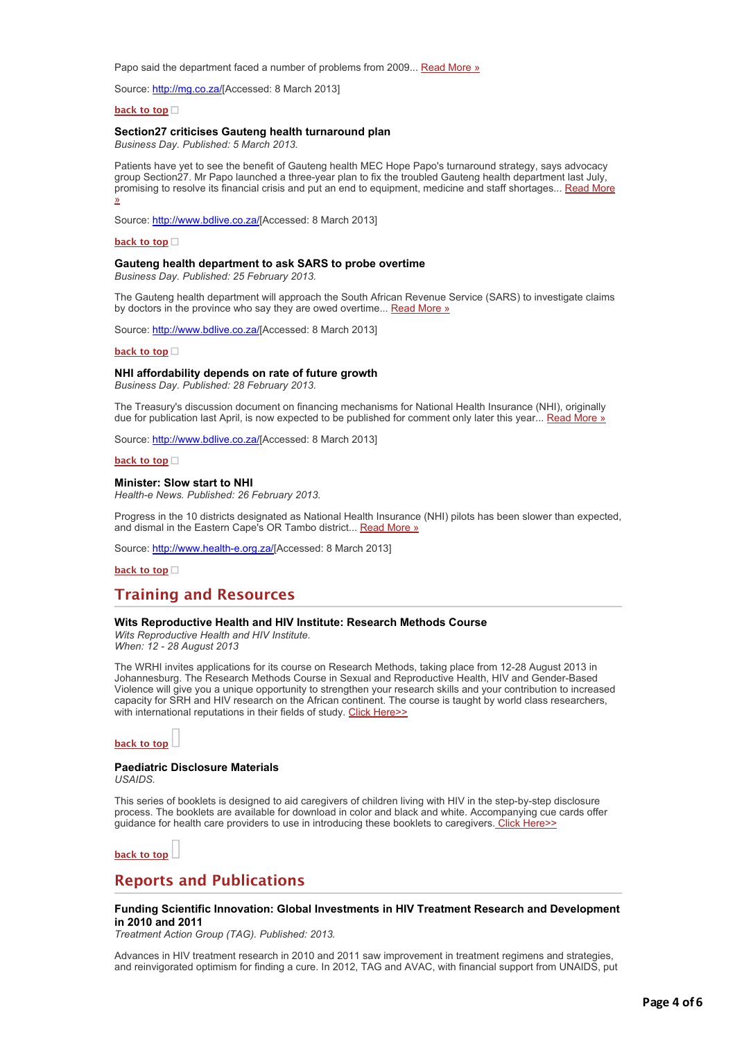Papo said the department faced a number of problems from 2009... Read More »

Source: http://mg.co.za/[Accessed: 8 March 2013]

**back to top**

### Section27 criticises Gauteng health turnaround plan

*Business Day. Published: 5 March 2013.*

Patients have yet to see the benefit of Gauteng health MEC Hope Papo's turnaround strategy, says advocacy group Section27. Mr Papo launched a three-year plan to fix the troubled Gauteng health department last July, promising to resolve its financial crisis and put an end to equipment, medicine and staff shortages... Read More »

Source: http://www.bdlive.co.za/[Accessed: 8 March 2013]

**back to top**

### Gauteng health department to ask SARS to probe overtime

*Business Day. Published: 25 February 2013.*

The Gauteng health department will approach the South African Revenue Service (SARS) to investigate claims by doctors in the province who say they are owed overtime... Read More »

Source: http://www.bdlive.co.za/[Accessed: 8 March 2013]

**back to top**

### NHI affordability depends on rate of future growth

*Business Day. Published: 28 February 2013.*

The Treasury's discussion document on financing mechanisms for National Health Insurance (NHI), originally due for publication last April, is now expected to be published for comment only later this year... Read More »

Source: http://www.bdlive.co.za/[Accessed: 8 March 2013]

**back to top**

### Minister: Slow start to NHI

*Health-e News. Published: 26 February 2013.*

Progress in the 10 districts designated as National Health Insurance (NHI) pilots has been slower than expected, and dismal in the Eastern Cape's OR Tambo district... Read More »

Source: http://www.health-e.org.za/[Accessed: 8 March 2013]

**back to top**

## Training and Resources

### Wits Reproductive Health and HIV Institute: Research Methods Course

*Wits Reproductive Health and HIV Institute.*
*When: 12 - 28 August 2013*

The WRHI invites applications for its course on Research Methods, taking place from 12-28 August 2013 in Johannesburg. The Research Methods Course in Sexual and Reproductive Health, HIV and Gender-Based Violence will give you a unique opportunity to strengthen your research skills and your contribution to increased capacity for SRH and HIV research on the African continent. The course is taught by world class researchers, with international reputations in their fields of study. Click Here>>

**back to top**

### Paediatric Disclosure Materials

*USAIDS.*

This series of booklets is designed to aid caregivers of children living with HIV in the step-by-step disclosure process. The booklets are available for download in color and black and white. Accompanying cue cards offer guidance for health care providers to use in introducing these booklets to caregivers. Click Here>>

**back to top**

## Reports and Publications

### Funding Scientific Innovation: Global Investments in HIV Treatment Research and Development in 2010 and 2011

*Treatment Action Group (TAG). Published: 2013.*

Advances in HIV treatment research in 2010 and 2011 saw improvement in treatment regimens and strategies, and reinvigorated optimism for finding a cure. In 2012, TAG and AVAC, with financial support from UNAIDS, put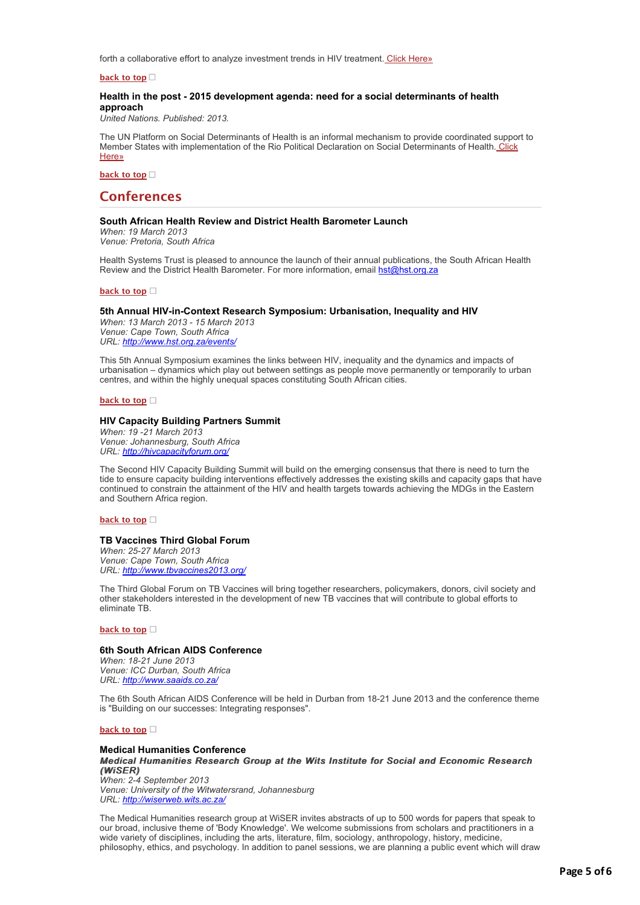forth a collaborative effort to analyze investment trends in HIV treatment. Click Here»

**back to top**

### Health in the post - 2015 development agenda: need for a social determinants of health approach

*United Nations. Published: 2013.*

The UN Platform on Social Determinants of Health is an informal mechanism to provide coordinated support to Member States with implementation of the Rio Political Declaration on Social Determinants of Health. Click Here»

**back to top**

## Conferences

### South African Health Review and District Health Barometer Launch

*When: 19 March 2013*
*Venue: Pretoria, South Africa*

Health Systems Trust is pleased to announce the launch of their annual publications, the South African Health Review and the District Health Barometer. For more information, email hst@hst.org.za

**back to top**

### 5th Annual HIV-in-Context Research Symposium: Urbanisation, Inequality and HIV

*When: 13 March 2013 - 15 March 2013*
*Venue: Cape Town, South Africa*
*URL: http://www.hst.org.za/events/*

This 5th Annual Symposium examines the links between HIV, inequality and the dynamics and impacts of urbanisation – dynamics which play out between settings as people move permanently or temporarily to urban centres, and within the highly unequal spaces constituting South African cities.

**back to top**

### HIV Capacity Building Partners Summit

*When: 19 -21 March 2013*
*Venue: Johannesburg, South Africa*
*URL: http://hivcapacityforum.org/*

The Second HIV Capacity Building Summit will build on the emerging consensus that there is need to turn the tide to ensure capacity building interventions effectively addresses the existing skills and capacity gaps that have continued to constrain the attainment of the HIV and health targets towards achieving the MDGs in the Eastern and Southern Africa region.

**back to top**

### TB Vaccines Third Global Forum

*When: 25-27 March 2013*
*Venue: Cape Town, South Africa*
*URL: http://www.tbvaccines2013.org/*

The Third Global Forum on TB Vaccines will bring together researchers, policymakers, donors, civil society and other stakeholders interested in the development of new TB vaccines that will contribute to global efforts to eliminate TB.

**back to top**

### 6th South African AIDS Conference

*When: 18-21 June 2013*
*Venue: ICC Durban, South Africa*
*URL: http://www.saaids.co.za/*

The 6th South African AIDS Conference will be held in Durban from 18-21 June 2013 and the conference theme is "Building on our successes: Integrating responses".

**back to top**

### Medical Humanities Conference

***Medical Humanities Research Group at the Wits Institute for Social and Economic Research (WiSER)***
*When: 2-4 September 2013*
*Venue: University of the Witwatersrand, Johannesburg*
*URL: http://wiserweb.wits.ac.za/*

The Medical Humanities research group at WiSER invites abstracts of up to 500 words for papers that speak to our broad, inclusive theme of 'Body Knowledge'. We welcome submissions from scholars and practitioners in a wide variety of disciplines, including the arts, literature, film, sociology, anthropology, history, medicine, philosophy, ethics, and psychology. In addition to panel sessions, we are planning a public event which will draw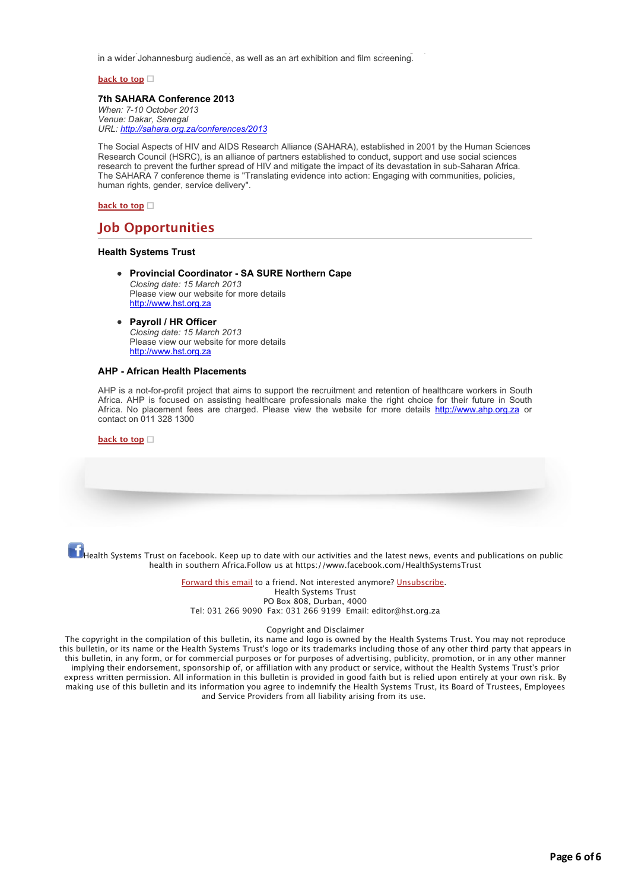in a wider Johannesburg audience, as well as an art exhibition and film screening.

back to top

### 7th SAHARA Conference 2013

*When: 7-10 October 2013*
*Venue: Dakar, Senegal*
*URL: http://sahara.org.za/conferences/2013*

The Social Aspects of HIV and AIDS Research Alliance (SAHARA), established in 2001 by the Human Sciences Research Council (HSRC), is an alliance of partners established to conduct, support and use social sciences research to prevent the further spread of HIV and mitigate the impact of its devastation in sub-Saharan Africa. The SAHARA 7 conference theme is "Translating evidence into action: Engaging with communities, policies, human rights, gender, service delivery".

back to top

## Job Opportunities

### Health Systems Trust

- **Provincial Coordinator - SA SURE Northern Cape**
  *Closing date: 15 March 2013*
  Please view our website for more details
  http://www.hst.org.za
- **Payroll / HR Officer**
  *Closing date: 15 March 2013*
  Please view our website for more details
  http://www.hst.org.za

### AHP - African Health Placements

AHP is a not-for-profit project that aims to support the recruitment and retention of healthcare workers in South Africa. AHP is focused on assisting healthcare professionals make the right choice for their future in South Africa. No placement fees are charged. Please view the website for more details http://www.ahp.org.za or contact on 011 328 1300

back to top

Health Systems Trust on facebook. Keep up to date with our activities and the latest news, events and publications on public health in southern Africa.Follow us at https://www.facebook.com/HealthSystemsTrust

Forward this email to a friend. Not interested anymore? Unsubscribe.
Health Systems Trust
PO Box 808, Durban, 4000
Tel: 031 266 9090 Fax: 031 266 9199 Email: editor@hst.org.za

Copyright and Disclaimer
The copyright in the compilation of this bulletin, its name and logo is owned by the Health Systems Trust. You may not reproduce this bulletin, or its name or the Health Systems Trust's logo or its trademarks including those of any other third party that appears in this bulletin, in any form, or for commercial purposes or for purposes of advertising, publicity, promotion, or in any other manner implying their endorsement, sponsorship of, or affiliation with any product or service, without the Health Systems Trust's prior express written permission. All information in this bulletin is provided in good faith but is relied upon entirely at your own risk. By making use of this bulletin and its information you agree to indemnify the Health Systems Trust, its Board of Trustees, Employees and Service Providers from all liability arising from its use.